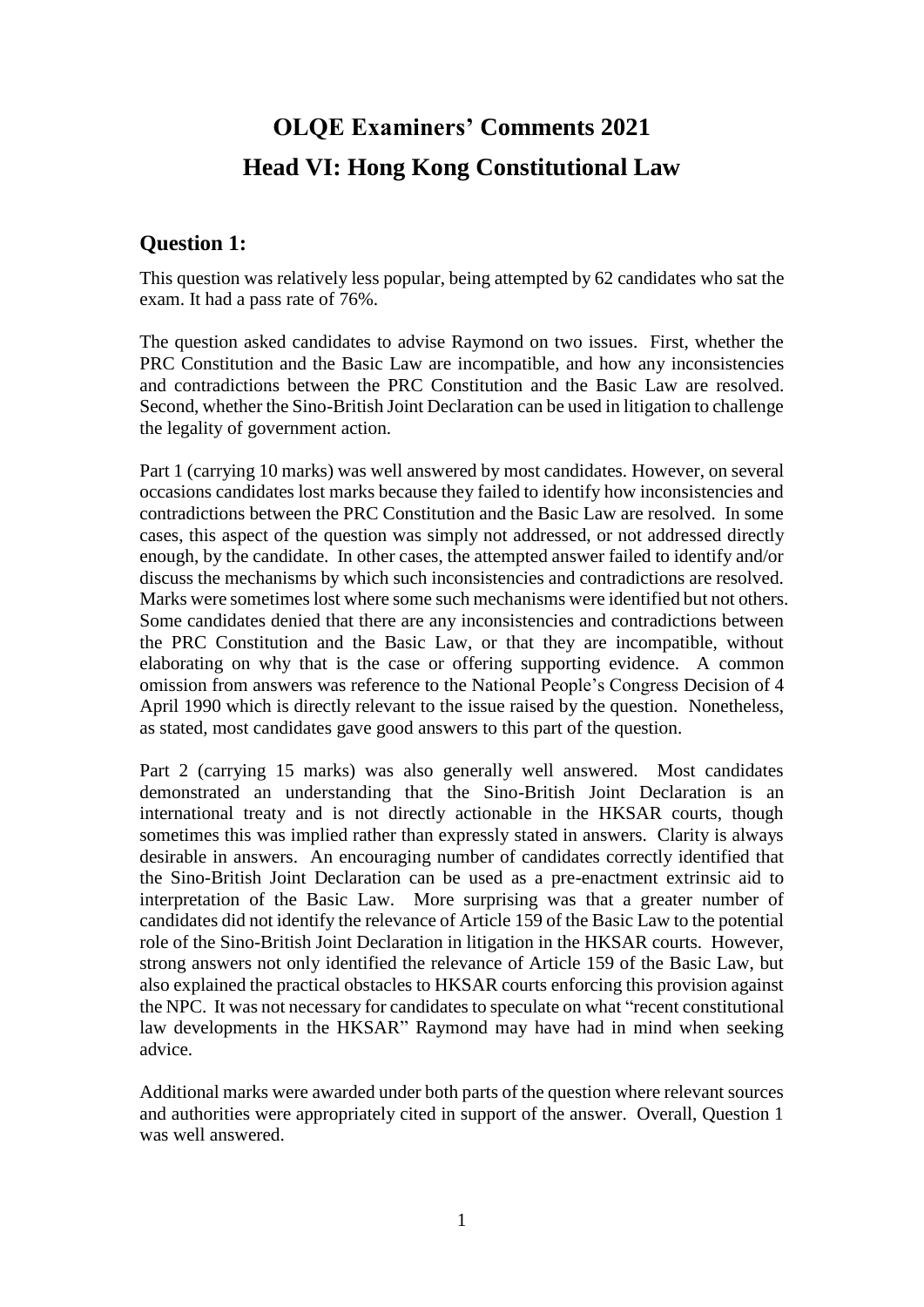# OLQE Examiners' Comments 2021
# Head VI: Hong Kong Constitutional Law

## Question 1:

This question was relatively less popular, being attempted by 62 candidates who sat the exam. It had a pass rate of 76%.

The question asked candidates to advise Raymond on two issues. First, whether the PRC Constitution and the Basic Law are incompatible, and how any inconsistencies and contradictions between the PRC Constitution and the Basic Law are resolved. Second, whether the Sino-British Joint Declaration can be used in litigation to challenge the legality of government action.

Part 1 (carrying 10 marks) was well answered by most candidates. However, on several occasions candidates lost marks because they failed to identify how inconsistencies and contradictions between the PRC Constitution and the Basic Law are resolved. In some cases, this aspect of the question was simply not addressed, or not addressed directly enough, by the candidate. In other cases, the attempted answer failed to identify and/or discuss the mechanisms by which such inconsistencies and contradictions are resolved. Marks were sometimes lost where some such mechanisms were identified but not others. Some candidates denied that there are any inconsistencies and contradictions between the PRC Constitution and the Basic Law, or that they are incompatible, without elaborating on why that is the case or offering supporting evidence. A common omission from answers was reference to the National People's Congress Decision of 4 April 1990 which is directly relevant to the issue raised by the question. Nonetheless, as stated, most candidates gave good answers to this part of the question.

Part 2 (carrying 15 marks) was also generally well answered. Most candidates demonstrated an understanding that the Sino-British Joint Declaration is an international treaty and is not directly actionable in the HKSAR courts, though sometimes this was implied rather than expressly stated in answers. Clarity is always desirable in answers. An encouraging number of candidates correctly identified that the Sino-British Joint Declaration can be used as a pre-enactment extrinsic aid to interpretation of the Basic Law. More surprising was that a greater number of candidates did not identify the relevance of Article 159 of the Basic Law to the potential role of the Sino-British Joint Declaration in litigation in the HKSAR courts. However, strong answers not only identified the relevance of Article 159 of the Basic Law, but also explained the practical obstacles to HKSAR courts enforcing this provision against the NPC. It was not necessary for candidates to speculate on what "recent constitutional law developments in the HKSAR" Raymond may have had in mind when seeking advice.

Additional marks were awarded under both parts of the question where relevant sources and authorities were appropriately cited in support of the answer. Overall, Question 1 was well answered.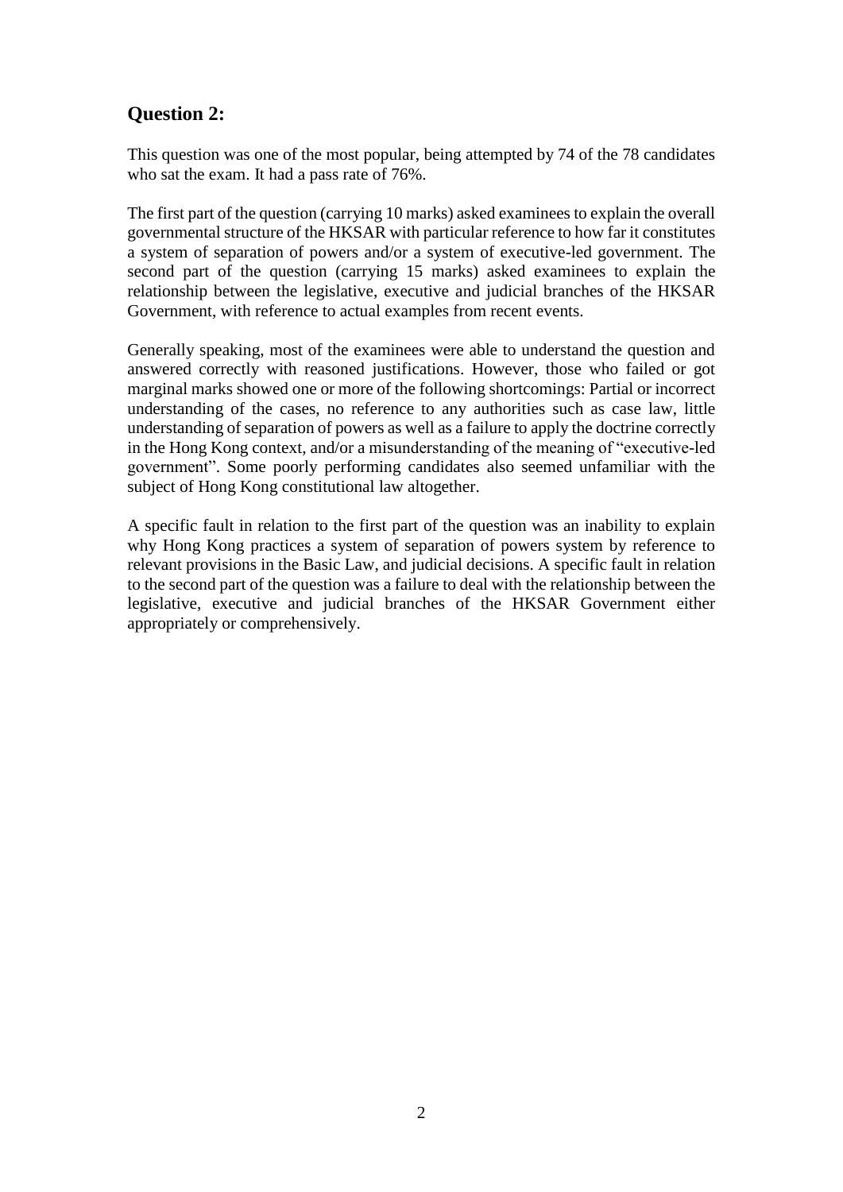## Question 2:

This question was one of the most popular, being attempted by 74 of the 78 candidates who sat the exam. It had a pass rate of 76%.

The first part of the question (carrying 10 marks) asked examinees to explain the overall governmental structure of the HKSAR with particular reference to how far it constitutes a system of separation of powers and/or a system of executive-led government. The second part of the question (carrying 15 marks) asked examinees to explain the relationship between the legislative, executive and judicial branches of the HKSAR Government, with reference to actual examples from recent events.

Generally speaking, most of the examinees were able to understand the question and answered correctly with reasoned justifications. However, those who failed or got marginal marks showed one or more of the following shortcomings: Partial or incorrect understanding of the cases, no reference to any authorities such as case law, little understanding of separation of powers as well as a failure to apply the doctrine correctly in the Hong Kong context, and/or a misunderstanding of the meaning of "executive-led government". Some poorly performing candidates also seemed unfamiliar with the subject of Hong Kong constitutional law altogether.

A specific fault in relation to the first part of the question was an inability to explain why Hong Kong practices a system of separation of powers system by reference to relevant provisions in the Basic Law, and judicial decisions. A specific fault in relation to the second part of the question was a failure to deal with the relationship between the legislative, executive and judicial branches of the HKSAR Government either appropriately or comprehensively.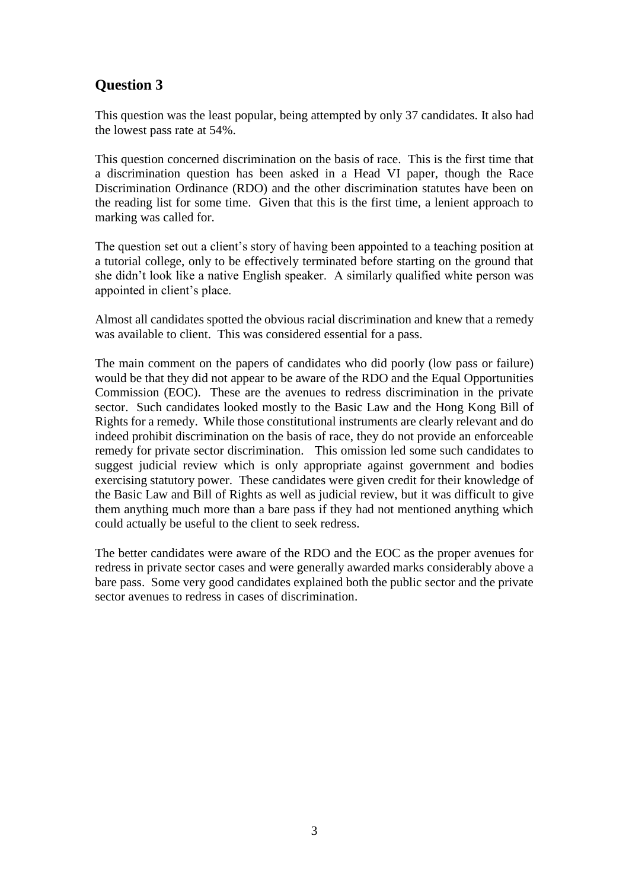## Question 3

This question was the least popular, being attempted by only 37 candidates. It also had the lowest pass rate at 54%.

This question concerned discrimination on the basis of race. This is the first time that a discrimination question has been asked in a Head VI paper, though the Race Discrimination Ordinance (RDO) and the other discrimination statutes have been on the reading list for some time. Given that this is the first time, a lenient approach to marking was called for.

The question set out a client's story of having been appointed to a teaching position at a tutorial college, only to be effectively terminated before starting on the ground that she didn't look like a native English speaker. A similarly qualified white person was appointed in client's place.

Almost all candidates spotted the obvious racial discrimination and knew that a remedy was available to client. This was considered essential for a pass.

The main comment on the papers of candidates who did poorly (low pass or failure) would be that they did not appear to be aware of the RDO and the Equal Opportunities Commission (EOC). These are the avenues to redress discrimination in the private sector. Such candidates looked mostly to the Basic Law and the Hong Kong Bill of Rights for a remedy. While those constitutional instruments are clearly relevant and do indeed prohibit discrimination on the basis of race, they do not provide an enforceable remedy for private sector discrimination. This omission led some such candidates to suggest judicial review which is only appropriate against government and bodies exercising statutory power. These candidates were given credit for their knowledge of the Basic Law and Bill of Rights as well as judicial review, but it was difficult to give them anything much more than a bare pass if they had not mentioned anything which could actually be useful to the client to seek redress.

The better candidates were aware of the RDO and the EOC as the proper avenues for redress in private sector cases and were generally awarded marks considerably above a bare pass. Some very good candidates explained both the public sector and the private sector avenues to redress in cases of discrimination.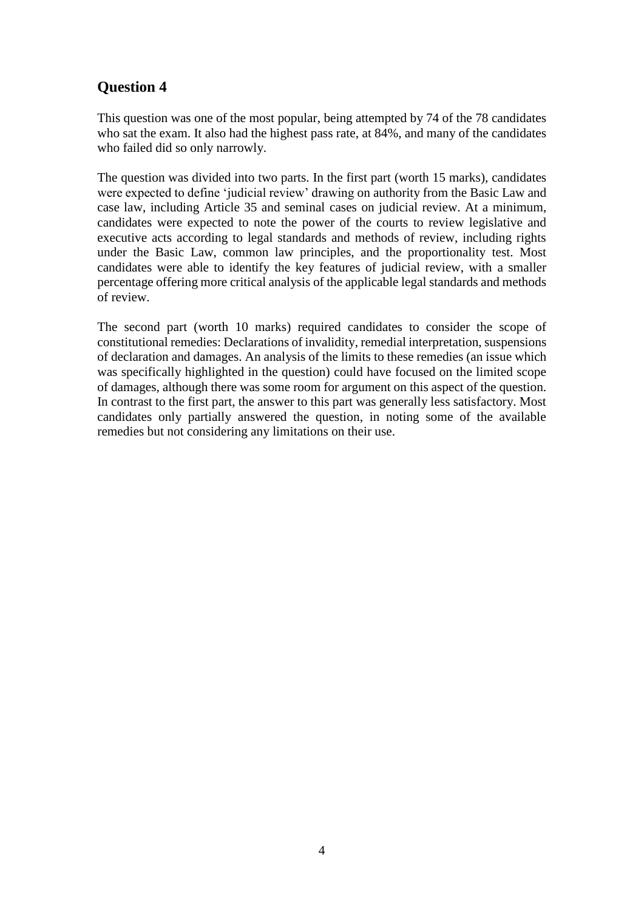## Question 4

This question was one of the most popular, being attempted by 74 of the 78 candidates who sat the exam. It also had the highest pass rate, at 84%, and many of the candidates who failed did so only narrowly.

The question was divided into two parts. In the first part (worth 15 marks), candidates were expected to define 'judicial review' drawing on authority from the Basic Law and case law, including Article 35 and seminal cases on judicial review. At a minimum, candidates were expected to note the power of the courts to review legislative and executive acts according to legal standards and methods of review, including rights under the Basic Law, common law principles, and the proportionality test. Most candidates were able to identify the key features of judicial review, with a smaller percentage offering more critical analysis of the applicable legal standards and methods of review.

The second part (worth 10 marks) required candidates to consider the scope of constitutional remedies: Declarations of invalidity, remedial interpretation, suspensions of declaration and damages. An analysis of the limits to these remedies (an issue which was specifically highlighted in the question) could have focused on the limited scope of damages, although there was some room for argument on this aspect of the question. In contrast to the first part, the answer to this part was generally less satisfactory. Most candidates only partially answered the question, in noting some of the available remedies but not considering any limitations on their use.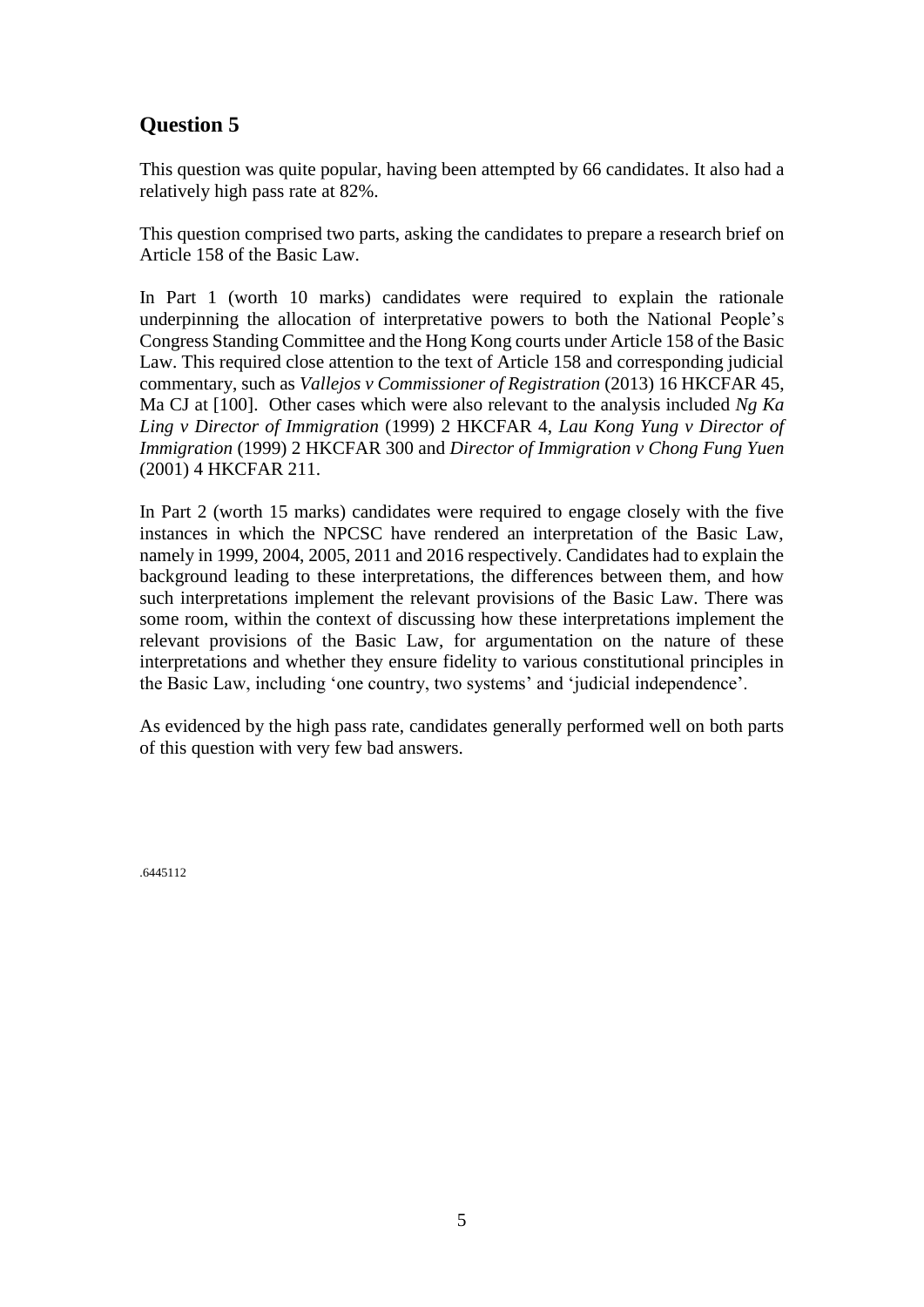## Question 5

This question was quite popular, having been attempted by 66 candidates. It also had a relatively high pass rate at 82%.

This question comprised two parts, asking the candidates to prepare a research brief on Article 158 of the Basic Law.

In Part 1 (worth 10 marks) candidates were required to explain the rationale underpinning the allocation of interpretative powers to both the National People's Congress Standing Committee and the Hong Kong courts under Article 158 of the Basic Law. This required close attention to the text of Article 158 and corresponding judicial commentary, such as *Vallejos v Commissioner of Registration* (2013) 16 HKCFAR 45, Ma CJ at [100]. Other cases which were also relevant to the analysis included *Ng Ka Ling v Director of Immigration* (1999) 2 HKCFAR 4, *Lau Kong Yung v Director of Immigration* (1999) 2 HKCFAR 300 and *Director of Immigration v Chong Fung Yuen* (2001) 4 HKCFAR 211.

In Part 2 (worth 15 marks) candidates were required to engage closely with the five instances in which the NPCSC have rendered an interpretation of the Basic Law, namely in 1999, 2004, 2005, 2011 and 2016 respectively. Candidates had to explain the background leading to these interpretations, the differences between them, and how such interpretations implement the relevant provisions of the Basic Law. There was some room, within the context of discussing how these interpretations implement the relevant provisions of the Basic Law, for argumentation on the nature of these interpretations and whether they ensure fidelity to various constitutional principles in the Basic Law, including 'one country, two systems' and 'judicial independence'.

As evidenced by the high pass rate, candidates generally performed well on both parts of this question with very few bad answers.

.6445112